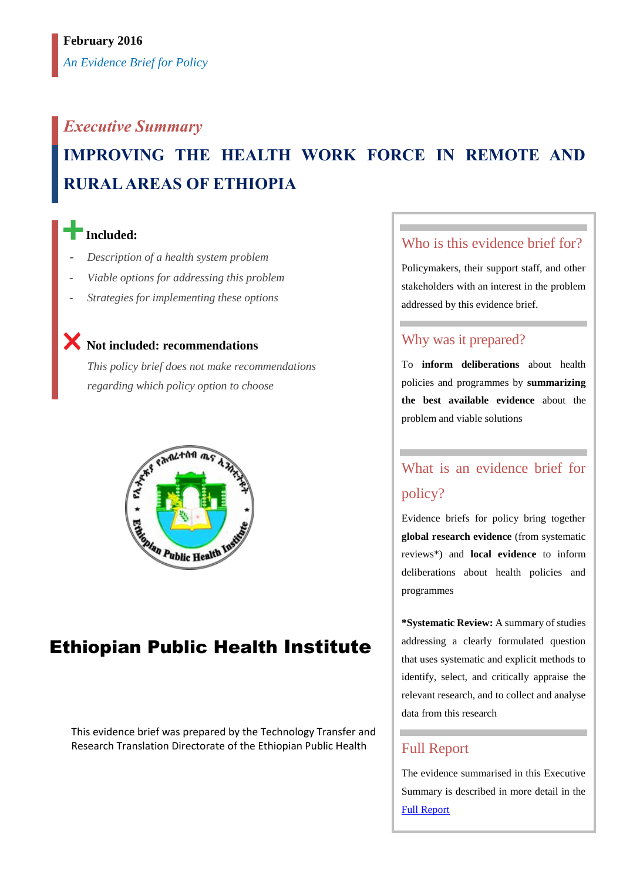**February 2016**

*An Evidence Brief for Policy*

*Executive Summary*

# IMPROVING THE HEALTH WORK FORCE IN REMOTE AND RURAL AREAS OF ETHIOPIA

**Included:**

- *Description of a health system problem*
- *Viable options for addressing this problem*
- *Strategies for implementing these options*

**Not included: recommendations**

*This policy brief does not make recommendations regarding which policy option to choose*

## Ethiopian Public Health Institute

This evidence brief was prepared by the Technology Transfer and Research Translation Directorate of the Ethiopian Public Health

### Who is this evidence brief for?

Policymakers, their support staff, and other stakeholders with an interest in the problem addressed by this evidence brief.

### Why was it prepared?

To **inform deliberations** about health policies and programmes by **summarizing the best available evidence** about the problem and viable solutions

### What is an evidence brief for policy?

Evidence briefs for policy bring together **global research evidence** (from systematic reviews*) and **local evidence** to inform deliberations about health policies and programmes

***Systematic Review:** A summary of studies addressing a clearly formulated question that uses systematic and explicit methods to identify, select, and critically appraise the relevant research, and to collect and analyse data from this research

### Full Report

The evidence summarised in this Executive Summary is described in more detail in the [Full Report]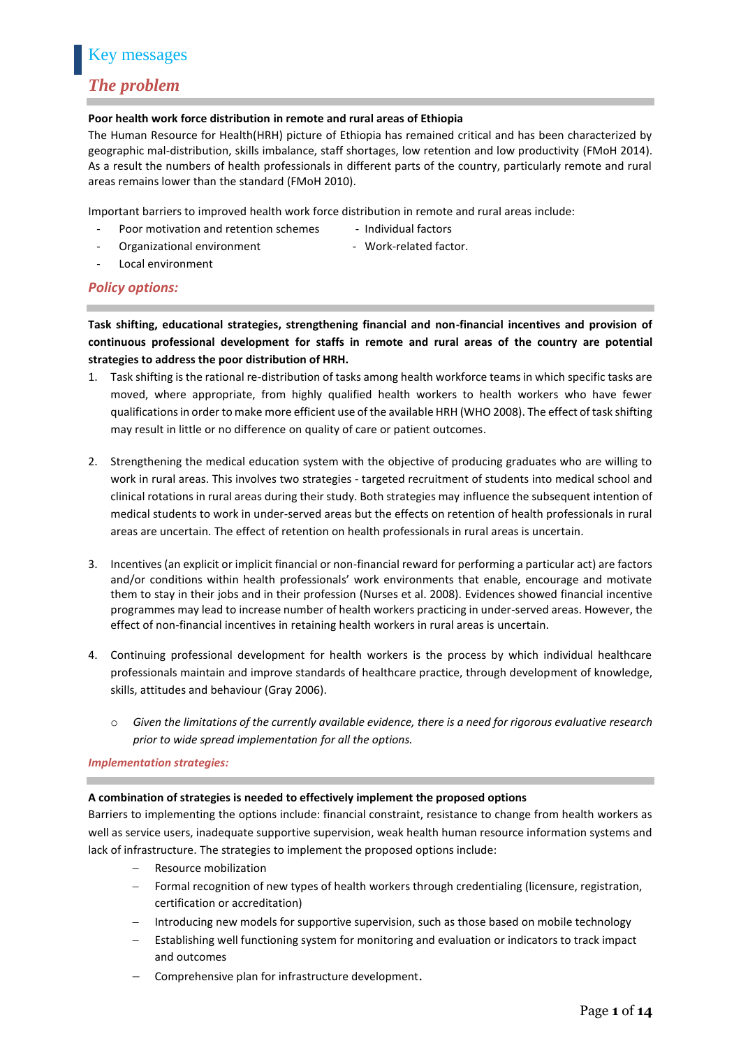# Key messages

## *The problem*

**Poor health work force distribution in remote and rural areas of Ethiopia**

The Human Resource for Health(HRH) picture of Ethiopia has remained critical and has been characterized by geographic mal-distribution, skills imbalance, staff shortages, low retention and low productivity (FMoH 2014). As a result the numbers of health professionals in different parts of the country, particularly remote and rural areas remains lower than the standard (FMoH 2010).

Important barriers to improved health work force distribution in remote and rural areas include:

- Poor motivation and retention schemes
- Organizational environment
- Local environment
- Individual factors
- Work-related factor.

## *Policy options:*

**Task shifting, educational strategies, strengthening financial and non-financial incentives and provision of continuous professional development for staffs in remote and rural areas of the country are potential strategies to address the poor distribution of HRH.**

1. Task shifting is the rational re-distribution of tasks among health workforce teams in which specific tasks are moved, where appropriate, from highly qualified health workers to health workers who have fewer qualifications in order to make more efficient use of the available HRH (WHO 2008). The effect of task shifting may result in little or no difference on quality of care or patient outcomes.

2. Strengthening the medical education system with the objective of producing graduates who are willing to work in rural areas. This involves two strategies - targeted recruitment of students into medical school and clinical rotations in rural areas during their study. Both strategies may influence the subsequent intention of medical students to work in under-served areas but the effects on retention of health professionals in rural areas are uncertain. The effect of retention on health professionals in rural areas is uncertain.

3. Incentives (an explicit or implicit financial or non-financial reward for performing a particular act) are factors and/or conditions within health professionals' work environments that enable, encourage and motivate them to stay in their jobs and in their profession (Nurses et al. 2008). Evidences showed financial incentive programmes may lead to increase number of health workers practicing in under-served areas. However, the effect of non-financial incentives in retaining health workers in rural areas is uncertain.

4. Continuing professional development for health workers is the process by which individual healthcare professionals maintain and improve standards of healthcare practice, through development of knowledge, skills, attitudes and behaviour (Gray 2006).

   - *Given the limitations of the currently available evidence, there is a need for rigorous evaluative research prior to wide spread implementation for all the options.*

### *Implementation strategies:*

**A combination of strategies is needed to effectively implement the proposed options**

Barriers to implementing the options include: financial constraint, resistance to change from health workers as well as service users, inadequate supportive supervision, weak health human resource information systems and lack of infrastructure. The strategies to implement the proposed options include:

- Resource mobilization
- Formal recognition of new types of health workers through credentialing (licensure, registration, certification or accreditation)
- Introducing new models for supportive supervision, such as those based on mobile technology
- Establishing well functioning system for monitoring and evaluation or indicators to track impact and outcomes
- Comprehensive plan for infrastructure development.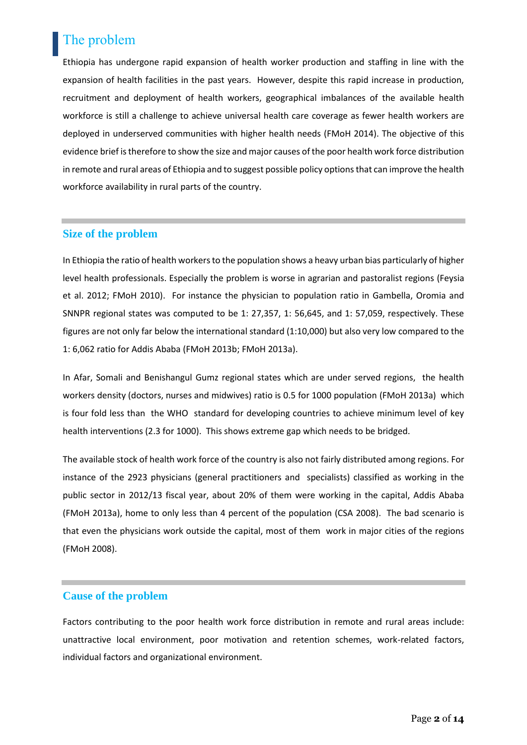# The problem

Ethiopia has undergone rapid expansion of health worker production and staffing in line with the expansion of health facilities in the past years. However, despite this rapid increase in production, recruitment and deployment of health workers, geographical imbalances of the available health workforce is still a challenge to achieve universal health care coverage as fewer health workers are deployed in underserved communities with higher health needs (FMoH 2014). The objective of this evidence brief is therefore to show the size and major causes of the poor health work force distribution in remote and rural areas of Ethiopia and to suggest possible policy options that can improve the health workforce availability in rural parts of the country.

## Size of the problem

In Ethiopia the ratio of health workers to the population shows a heavy urban bias particularly of higher level health professionals. Especially the problem is worse in agrarian and pastoralist regions (Feysia et al. 2012; FMoH 2010). For instance the physician to population ratio in Gambella, Oromia and SNNPR regional states was computed to be 1: 27,357, 1: 56,645, and 1: 57,059, respectively. These figures are not only far below the international standard (1:10,000) but also very low compared to the 1: 6,062 ratio for Addis Ababa (FMoH 2013b; FMoH 2013a).

In Afar, Somali and Benishangul Gumz regional states which are under served regions, the health workers density (doctors, nurses and midwives) ratio is 0.5 for 1000 population (FMoH 2013a) which is four fold less than the WHO standard for developing countries to achieve minimum level of key health interventions (2.3 for 1000). This shows extreme gap which needs to be bridged.

The available stock of health work force of the country is also not fairly distributed among regions. For instance of the 2923 physicians (general practitioners and specialists) classified as working in the public sector in 2012/13 fiscal year, about 20% of them were working in the capital, Addis Ababa (FMoH 2013a), home to only less than 4 percent of the population (CSA 2008). The bad scenario is that even the physicians work outside the capital, most of them work in major cities of the regions (FMoH 2008).

## Cause of the problem

Factors contributing to the poor health work force distribution in remote and rural areas include: unattractive local environment, poor motivation and retention schemes, work-related factors, individual factors and organizational environment.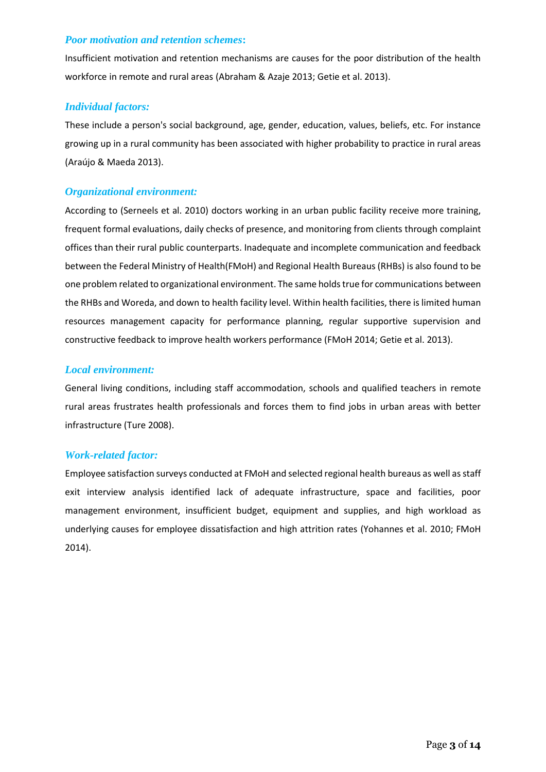### *Poor motivation and retention schemes*:

Insufficient motivation and retention mechanisms are causes for the poor distribution of the health workforce in remote and rural areas (Abraham & Azaje 2013; Getie et al. 2013).

### *Individual factors:*

These include a person's social background, age, gender, education, values, beliefs, etc. For instance growing up in a rural community has been associated with higher probability to practice in rural areas (Araújo & Maeda 2013).

### *Organizational environment:*

According to (Serneels et al. 2010) doctors working in an urban public facility receive more training, frequent formal evaluations, daily checks of presence, and monitoring from clients through complaint offices than their rural public counterparts. Inadequate and incomplete communication and feedback between the Federal Ministry of Health(FMoH) and Regional Health Bureaus (RHBs) is also found to be one problem related to organizational environment. The same holds true for communications between the RHBs and Woreda, and down to health facility level. Within health facilities, there is limited human resources management capacity for performance planning, regular supportive supervision and constructive feedback to improve health workers performance (FMoH 2014; Getie et al. 2013).

### *Local environment:*

General living conditions, including staff accommodation, schools and qualified teachers in remote rural areas frustrates health professionals and forces them to find jobs in urban areas with better infrastructure (Ture 2008).

### *Work-related factor:*

Employee satisfaction surveys conducted at FMoH and selected regional health bureaus as well as staff exit interview analysis identified lack of adequate infrastructure, space and facilities, poor management environment, insufficient budget, equipment and supplies, and high workload as underlying causes for employee dissatisfaction and high attrition rates (Yohannes et al. 2010; FMoH 2014).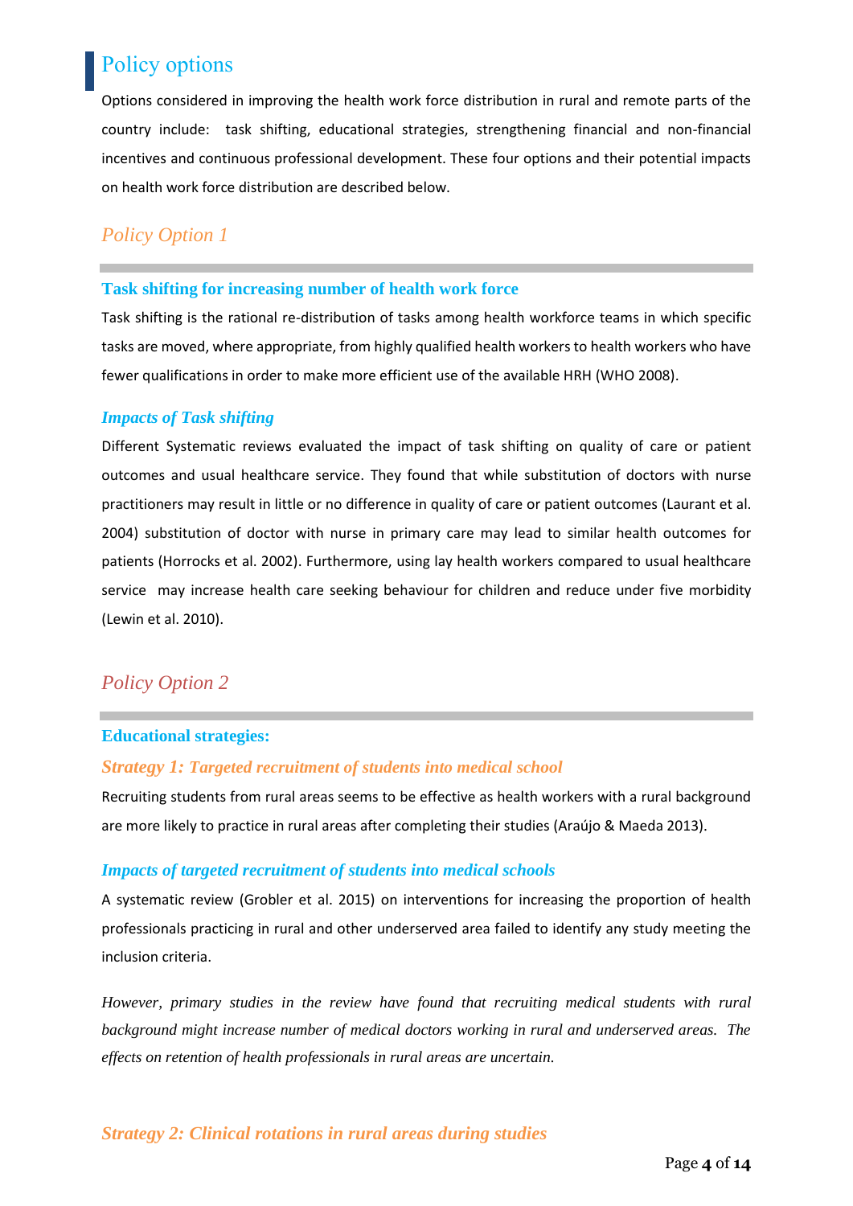# Policy options

Options considered in improving the health work force distribution in rural and remote parts of the country include: task shifting, educational strategies, strengthening financial and non-financial incentives and continuous professional development. These four options and their potential impacts on health work force distribution are described below.

## *Policy Option 1*

### Task shifting for increasing number of health work force

Task shifting is the rational re-distribution of tasks among health workforce teams in which specific tasks are moved, where appropriate, from highly qualified health workers to health workers who have fewer qualifications in order to make more efficient use of the available HRH (WHO 2008).

### *Impacts of Task shifting*

Different Systematic reviews evaluated the impact of task shifting on quality of care or patient outcomes and usual healthcare service. They found that while substitution of doctors with nurse practitioners may result in little or no difference in quality of care or patient outcomes (Laurant et al. 2004) substitution of doctor with nurse in primary care may lead to similar health outcomes for patients (Horrocks et al. 2002). Furthermore, using lay health workers compared to usual healthcare service may increase health care seeking behaviour for children and reduce under five morbidity (Lewin et al. 2010).

## *Policy Option 2*

### Educational strategies:

#### *Strategy 1: Targeted recruitment of students into medical school*

Recruiting students from rural areas seems to be effective as health workers with a rural background are more likely to practice in rural areas after completing their studies (Araújo & Maeda 2013).

#### *Impacts of targeted recruitment of students into medical schools*

A systematic review (Grobler et al. 2015) on interventions for increasing the proportion of health professionals practicing in rural and other underserved area failed to identify any study meeting the inclusion criteria.

*However, primary studies in the review have found that recruiting medical students with rural background might increase number of medical doctors working in rural and underserved areas. The effects on retention of health professionals in rural areas are uncertain.*

#### *Strategy 2: Clinical rotations in rural areas during studies*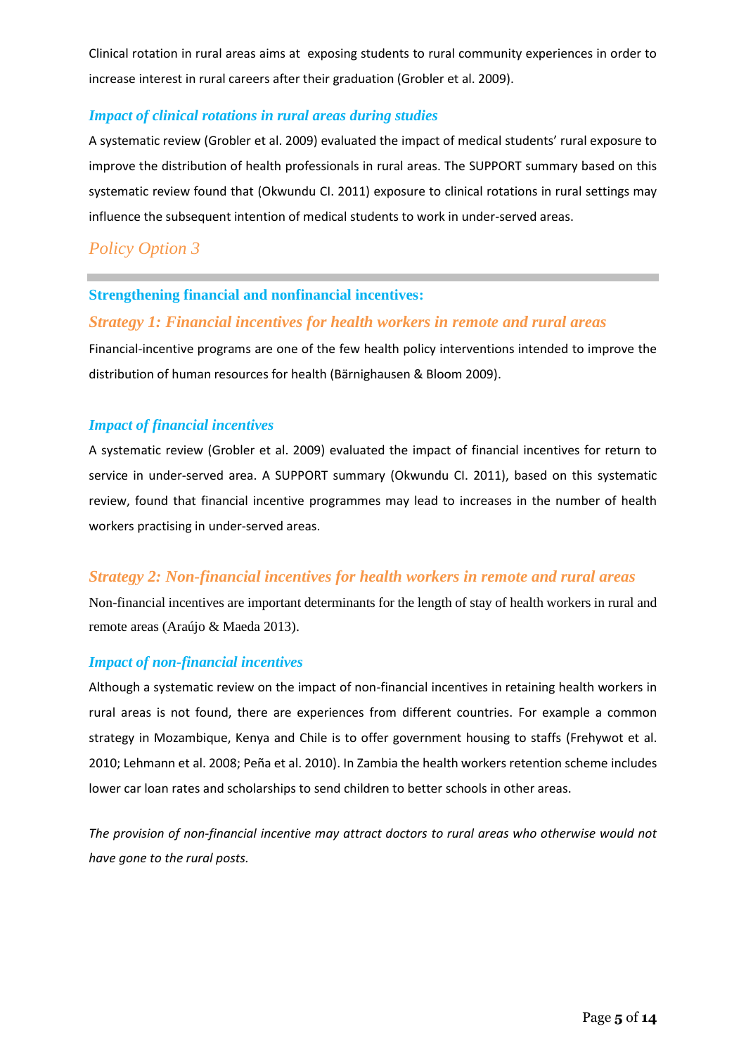Clinical rotation in rural areas aims at exposing students to rural community experiences in order to increase interest in rural careers after their graduation (Grobler et al. 2009).

### *Impact of clinical rotations in rural areas during studies*

A systematic review (Grobler et al. 2009) evaluated the impact of medical students' rural exposure to improve the distribution of health professionals in rural areas. The SUPPORT summary based on this systematic review found that (Okwundu CI. 2011) exposure to clinical rotations in rural settings may influence the subsequent intention of medical students to work in under-served areas.

## *Policy Option 3*

---

### **Strengthening financial and nonfinancial incentives:**

### *Strategy 1: Financial incentives for health workers in remote and rural areas*

Financial-incentive programs are one of the few health policy interventions intended to improve the distribution of human resources for health (Bärnighausen & Bloom 2009).

### *Impact of financial incentives*

A systematic review (Grobler et al. 2009) evaluated the impact of financial incentives for return to service in under-served area. A SUPPORT summary (Okwundu CI. 2011), based on this systematic review, found that financial incentive programmes may lead to increases in the number of health workers practising in under-served areas.

### *Strategy 2: Non-financial incentives for health workers in remote and rural areas*

Non-financial incentives are important determinants for the length of stay of health workers in rural and remote areas (Araújo & Maeda 2013).

### *Impact of non-financial incentives*

Although a systematic review on the impact of non-financial incentives in retaining health workers in rural areas is not found, there are experiences from different countries. For example a common strategy in Mozambique, Kenya and Chile is to offer government housing to staffs (Frehywot et al. 2010; Lehmann et al. 2008; Peña et al. 2010). In Zambia the health workers retention scheme includes lower car loan rates and scholarships to send children to better schools in other areas.

*The provision of non-financial incentive may attract doctors to rural areas who otherwise would not have gone to the rural posts.*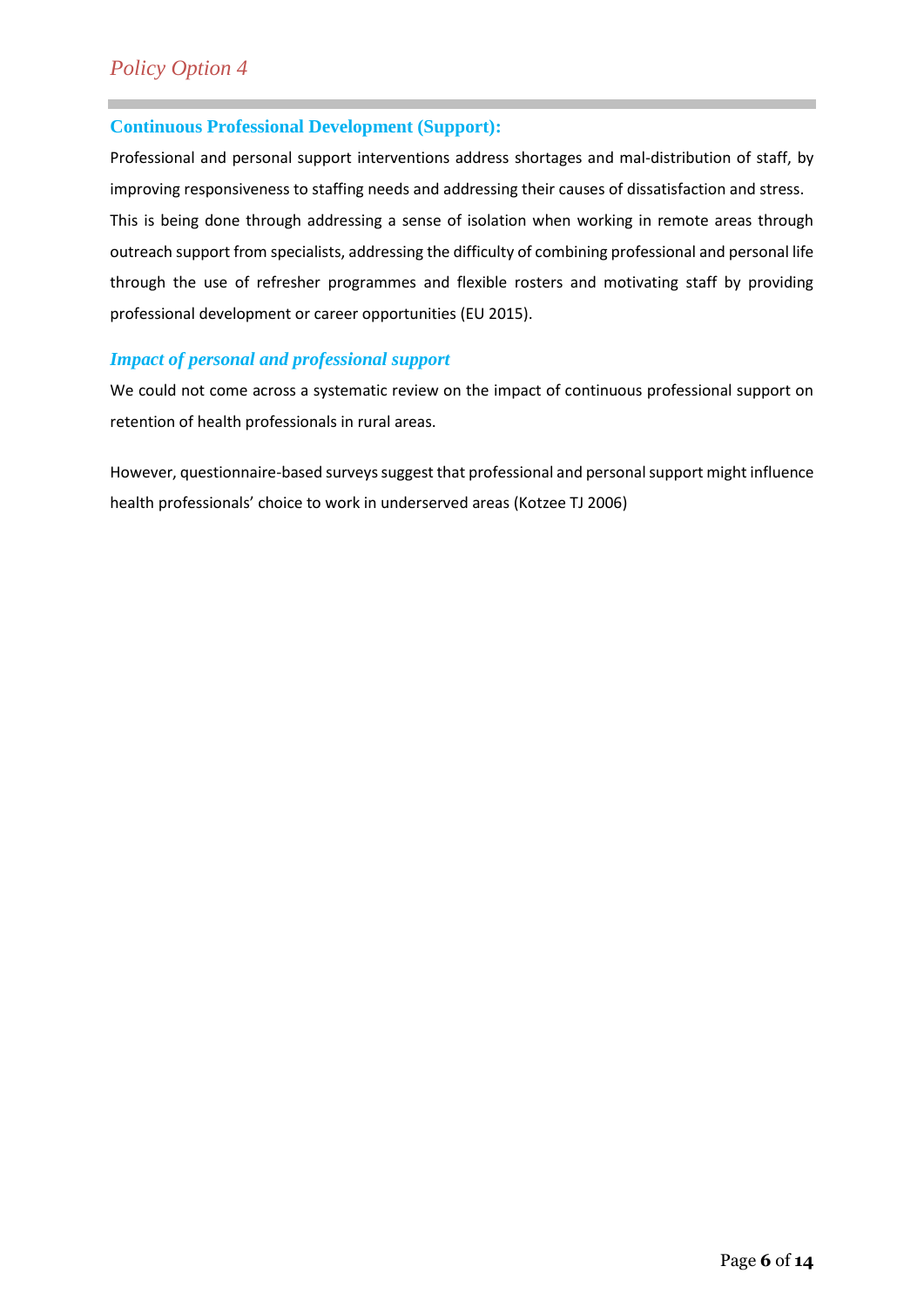## *Policy Option 4*

### Continuous Professional Development (Support):

Professional and personal support interventions address shortages and mal-distribution of staff, by improving responsiveness to staffing needs and addressing their causes of dissatisfaction and stress. This is being done through addressing a sense of isolation when working in remote areas through outreach support from specialists, addressing the difficulty of combining professional and personal life through the use of refresher programmes and flexible rosters and motivating staff by providing professional development or career opportunities (EU 2015).

### *Impact of personal and professional support*

We could not come across a systematic review on the impact of continuous professional support on retention of health professionals in rural areas.

However, questionnaire-based surveys suggest that professional and personal support might influence health professionals' choice to work in underserved areas (Kotzee TJ 2006)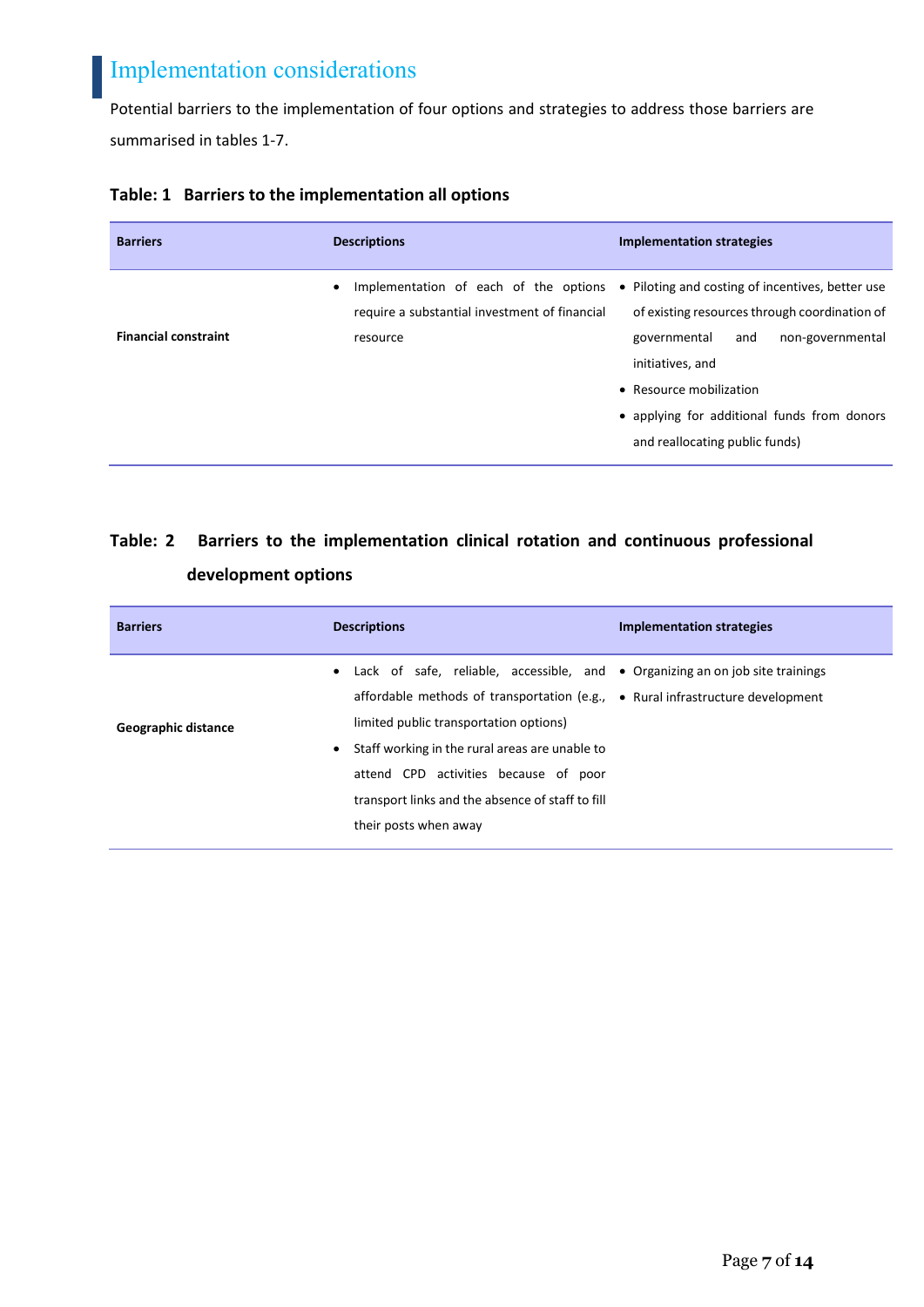## Implementation considerations

Potential barriers to the implementation of four options and strategies to address those barriers are summarised in tables 1-7.

**Table: 1 Barriers to the implementation all options**

| Barriers | Descriptions | Implementation strategies |
|---|---|---|
| **Financial constraint** | • Implementation of each of the options require a substantial investment of financial resource | • Piloting and costing of incentives, better use of existing resources through coordination of governmental and non-governmental initiatives, and<br>• Resource mobilization<br>• applying for additional funds from donors and reallocating public funds) |

**Table: 2 Barriers to the implementation clinical rotation and continuous professional development options**

| Barriers | Descriptions | Implementation strategies |
|---|---|---|
| **Geographic distance** | • Lack of safe, reliable, accessible, and affordable methods of transportation (e.g., limited public transportation options)<br>• Staff working in the rural areas are unable to attend CPD activities because of poor transport links and the absence of staff to fill their posts when away | • Organizing an on job site trainings<br>• Rural infrastructure development |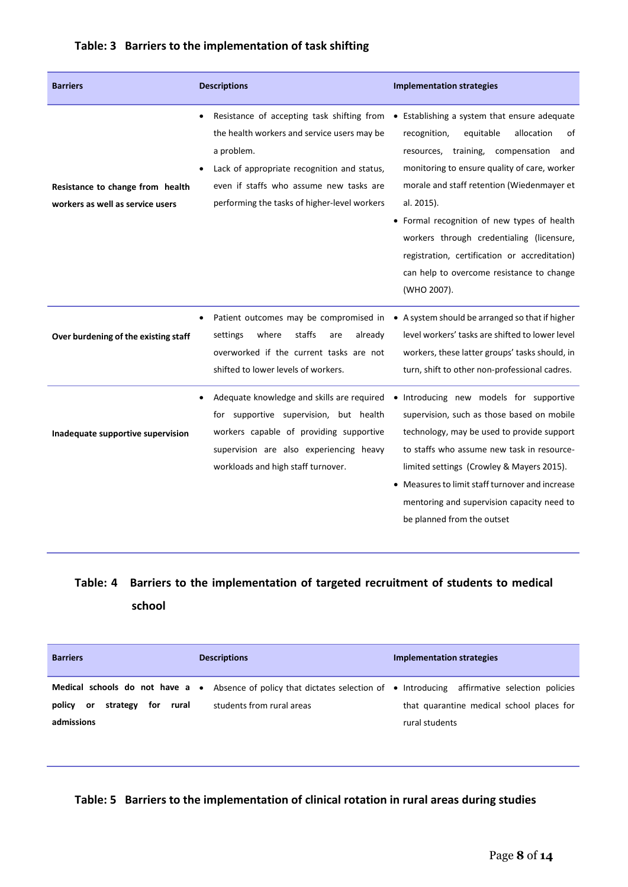**Table: 3 Barriers to the implementation of task shifting**

| Barriers | Descriptions | Implementation strategies |
|---|---|---|
| **Resistance to change from health workers as well as service users** | • Resistance of accepting task shifting from the health workers and service users may be a problem.<br>• Lack of appropriate recognition and status, even if staffs who assume new tasks are performing the tasks of higher-level workers | • Establishing a system that ensure adequate recognition, equitable allocation of resources, training, compensation and monitoring to ensure quality of care, worker morale and staff retention (Wiedenmayer et al. 2015).<br>• Formal recognition of new types of health workers through credentialing (licensure, registration, certification or accreditation) can help to overcome resistance to change (WHO 2007). |
| **Over burdening of the existing staff** | • Patient outcomes may be compromised in settings where staffs are already overworked if the current tasks are not shifted to lower levels of workers. | • A system should be arranged so that if higher level workers' tasks are shifted to lower level workers, these latter groups' tasks should, in turn, shift to other non-professional cadres. |
| **Inadequate supportive supervision** | • Adequate knowledge and skills are required for supportive supervision, but health workers capable of providing supportive supervision are also experiencing heavy workloads and high staff turnover. | • Introducing new models for supportive supervision, such as those based on mobile technology, may be used to provide support to staffs who assume new task in resource-limited settings (Crowley & Mayers 2015).<br>• Measures to limit staff turnover and increase mentoring and supervision capacity need to be planned from the outset |

**Table: 4 Barriers to the implementation of targeted recruitment of students to medical school**

| Barriers | Descriptions | Implementation strategies |
|---|---|---|
| **Medical schools do not have a policy or strategy for rural admissions** | • Absence of policy that dictates selection of students from rural areas | • Introducing affirmative selection policies that quarantine medical school places for rural students |

**Table: 5 Barriers to the implementation of clinical rotation in rural areas during studies**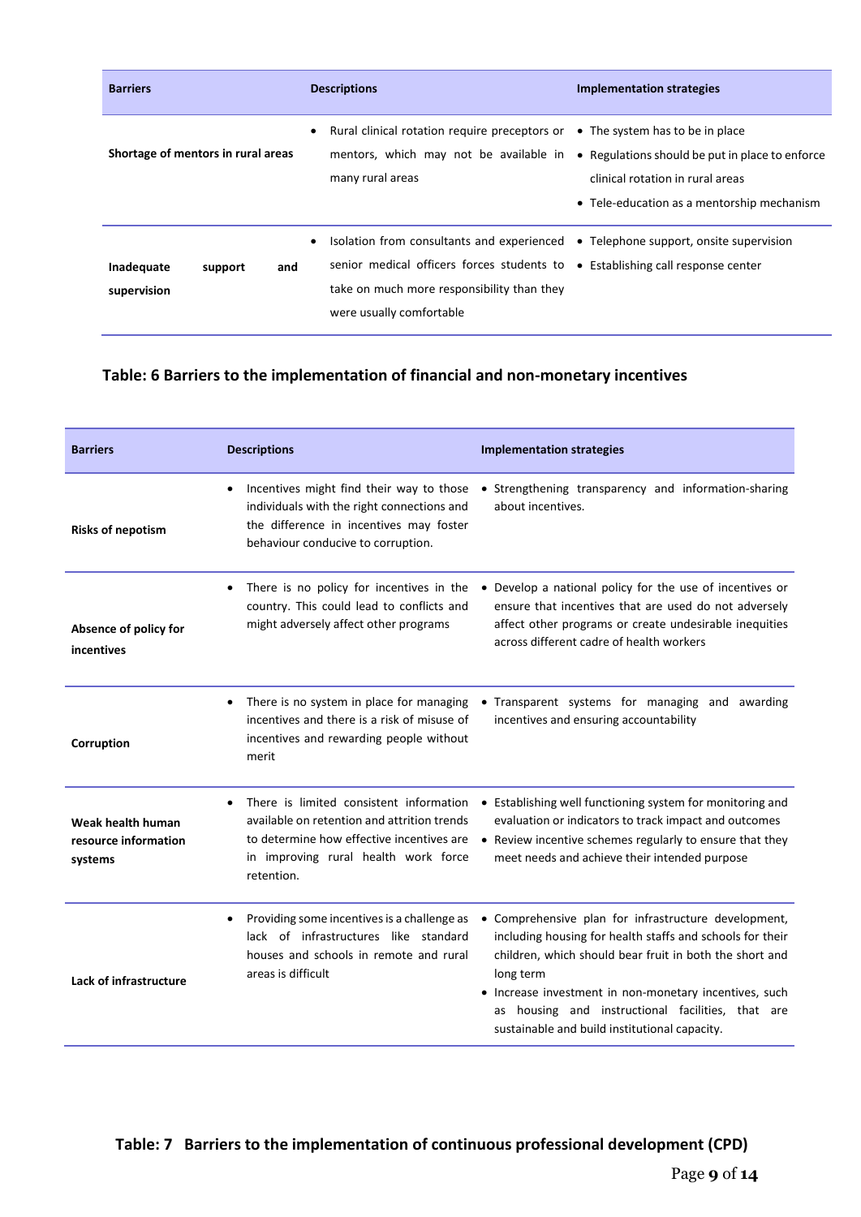| Barriers | Descriptions | Implementation strategies |
|---|---|---|
| **Shortage of mentors in rural areas** | • Rural clinical rotation require preceptors or mentors, which may not be available in many rural areas | • The system has to be in place<br>• Regulations should be put in place to enforce clinical rotation in rural areas<br>• Tele-education as a mentorship mechanism |
| **Inadequate support and supervision** | • Isolation from consultants and experienced senior medical officers forces students to take on much more responsibility than they were usually comfortable | • Telephone support, onsite supervision<br>• Establishing call response center |

## Table: 6 Barriers to the implementation of financial and non-monetary incentives

| Barriers | Descriptions | Implementation strategies |
|---|---|---|
| **Risks of nepotism** | • Incentives might find their way to those individuals with the right connections and the difference in incentives may foster behaviour conducive to corruption. | • Strengthening transparency and information-sharing about incentives. |
| **Absence of policy for incentives** | • There is no policy for incentives in the country. This could lead to conflicts and might adversely affect other programs | • Develop a national policy for the use of incentives or ensure that incentives that are used do not adversely affect other programs or create undesirable inequities across different cadre of health workers |
| **Corruption** | • There is no system in place for managing incentives and there is a risk of misuse of incentives and rewarding people without merit | • Transparent systems for managing and awarding incentives and ensuring accountability |
| **Weak health human resource information systems** | • There is limited consistent information available on retention and attrition trends to determine how effective incentives are in improving rural health work force retention. | • Establishing well functioning system for monitoring and evaluation or indicators to track impact and outcomes<br>• Review incentive schemes regularly to ensure that they meet needs and achieve their intended purpose |
| **Lack of infrastructure** | • Providing some incentives is a challenge as lack of infrastructures like standard houses and schools in remote and rural areas is difficult | • Comprehensive plan for infrastructure development, including housing for health staffs and schools for their children, which should bear fruit in both the short and long term<br>• Increase investment in non-monetary incentives, such as housing and instructional facilities, that are sustainable and build institutional capacity. |

## Table: 7 Barriers to the implementation of continuous professional development (CPD)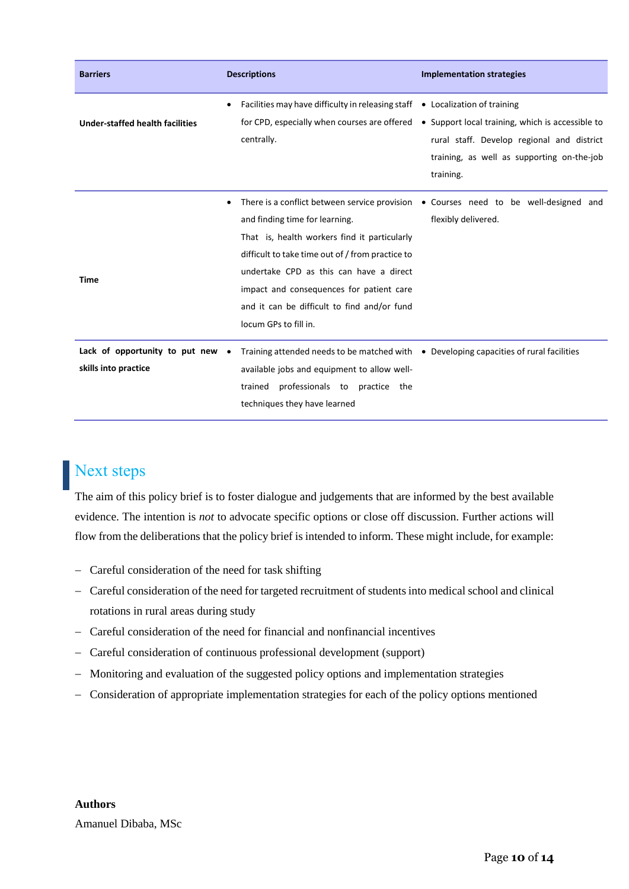| Barriers | Descriptions | Implementation strategies |
| --- | --- | --- |
| **Under-staffed health facilities** | • Facilities may have difficulty in releasing staff for CPD, especially when courses are offered centrally. | • Localization of training<br>• Support local training, which is accessible to rural staff. Develop regional and district training, as well as supporting on-the-job training. |
| **Time** | • There is a conflict between service provision and finding time for learning. That is, health workers find it particularly difficult to take time out of / from practice to undertake CPD as this can have a direct impact and consequences for patient care and it can be difficult to find and/or fund locum GPs to fill in. | • Courses need to be well-designed and flexibly delivered. |
| **Lack of opportunity to put new skills into practice** | • Training attended needs to be matched with available jobs and equipment to allow well-trained professionals to practice the techniques they have learned | • Developing capacities of rural facilities |

## Next steps

The aim of this policy brief is to foster dialogue and judgements that are informed by the best available evidence. The intention is *not* to advocate specific options or close off discussion. Further actions will flow from the deliberations that the policy brief is intended to inform. These might include, for example:

- Careful consideration of the need for task shifting
- Careful consideration of the need for targeted recruitment of students into medical school and clinical rotations in rural areas during study
- Careful consideration of the need for financial and nonfinancial incentives
- Careful consideration of continuous professional development (support)
- Monitoring and evaluation of the suggested policy options and implementation strategies
- Consideration of appropriate implementation strategies for each of the policy options mentioned

**Authors**

Amanuel Dibaba, MSc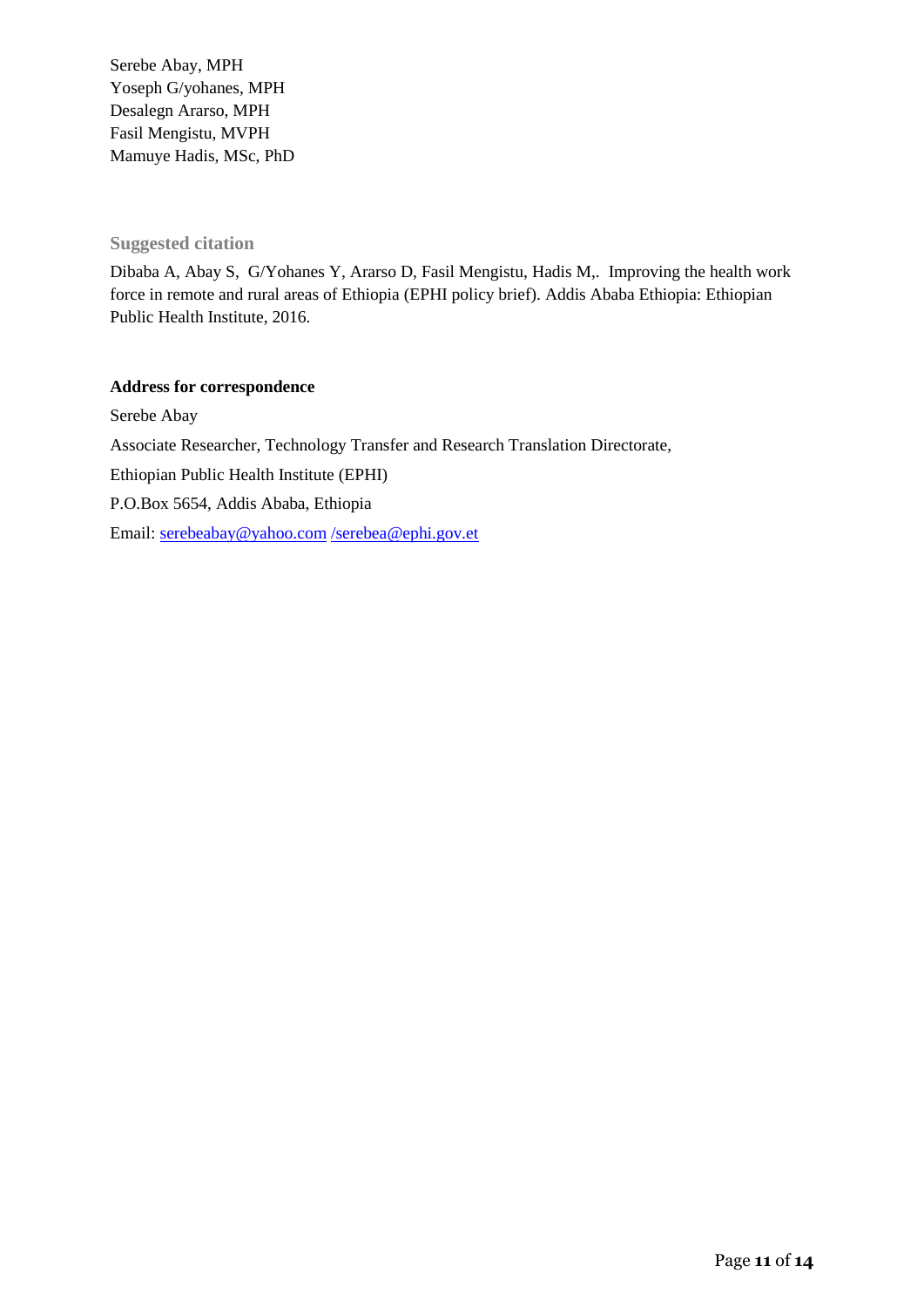Serebe Abay, MPH
Yoseph G/yohanes, MPH
Desalegn Ararso, MPH
Fasil Mengistu, MVPH
Mamuye Hadis, MSc, PhD

### Suggested citation

Dibaba A, Abay S, G/Yohanes Y, Ararso D, Fasil Mengistu, Hadis M,. Improving the health work force in remote and rural areas of Ethiopia (EPHI policy brief). Addis Ababa Ethiopia: Ethiopian Public Health Institute, 2016.

**Address for correspondence**

Serebe Abay

Associate Researcher, Technology Transfer and Research Translation Directorate,

Ethiopian Public Health Institute (EPHI)

P.O.Box 5654, Addis Ababa, Ethiopia

Email: serebeabay@yahoo.com /serebea@ephi.gov.et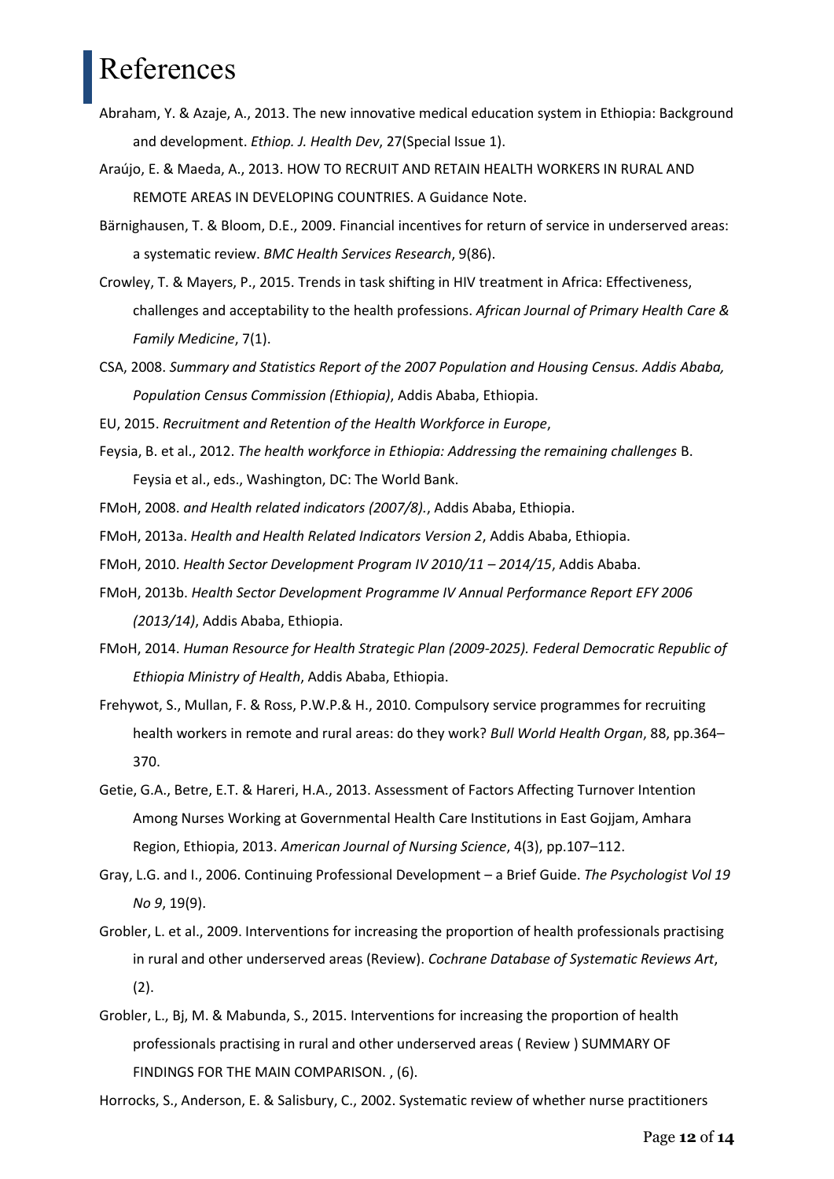# References

Abraham, Y. & Azaje, A., 2013. The new innovative medical education system in Ethiopia: Background and development. *Ethiop. J. Health Dev*, 27(Special Issue 1).

Araújo, E. & Maeda, A., 2013. HOW TO RECRUIT AND RETAIN HEALTH WORKERS IN RURAL AND REMOTE AREAS IN DEVELOPING COUNTRIES. A Guidance Note.

Bärnighausen, T. & Bloom, D.E., 2009. Financial incentives for return of service in underserved areas: a systematic review. *BMC Health Services Research*, 9(86).

Crowley, T. & Mayers, P., 2015. Trends in task shifting in HIV treatment in Africa: Effectiveness, challenges and acceptability to the health professions. *African Journal of Primary Health Care & Family Medicine*, 7(1).

CSA, 2008. *Summary and Statistics Report of the 2007 Population and Housing Census. Addis Ababa, Population Census Commission (Ethiopia)*, Addis Ababa, Ethiopia.

EU, 2015. *Recruitment and Retention of the Health Workforce in Europe*,

Feysia, B. et al., 2012. *The health workforce in Ethiopia: Addressing the remaining challenges* B. Feysia et al., eds., Washington, DC: The World Bank.

FMoH, 2008. *and Health related indicators (2007/8).*, Addis Ababa, Ethiopia.

FMoH, 2013a. *Health and Health Related Indicators Version 2*, Addis Ababa, Ethiopia.

FMoH, 2010. *Health Sector Development Program IV 2010/11 – 2014/15*, Addis Ababa.

FMoH, 2013b. *Health Sector Development Programme IV Annual Performance Report EFY 2006 (2013/14)*, Addis Ababa, Ethiopia.

FMoH, 2014. *Human Resource for Health Strategic Plan (2009-2025). Federal Democratic Republic of Ethiopia Ministry of Health*, Addis Ababa, Ethiopia.

Frehywot, S., Mullan, F. & Ross, P.W.P.& H., 2010. Compulsory service programmes for recruiting health workers in remote and rural areas: do they work? *Bull World Health Organ*, 88, pp.364–370.

Getie, G.A., Betre, E.T. & Hareri, H.A., 2013. Assessment of Factors Affecting Turnover Intention Among Nurses Working at Governmental Health Care Institutions in East Gojjam, Amhara Region, Ethiopia, 2013. *American Journal of Nursing Science*, 4(3), pp.107–112.

Gray, L.G. and I., 2006. Continuing Professional Development – a Brief Guide. *The Psychologist Vol 19 No 9*, 19(9).

Grobler, L. et al., 2009. Interventions for increasing the proportion of health professionals practising in rural and other underserved areas (Review). *Cochrane Database of Systematic Reviews Art*, (2).

Grobler, L., Bj, M. & Mabunda, S., 2015. Interventions for increasing the proportion of health professionals practising in rural and other underserved areas ( Review ) SUMMARY OF FINDINGS FOR THE MAIN COMPARISON. , (6).

Horrocks, S., Anderson, E. & Salisbury, C., 2002. Systematic review of whether nurse practitioners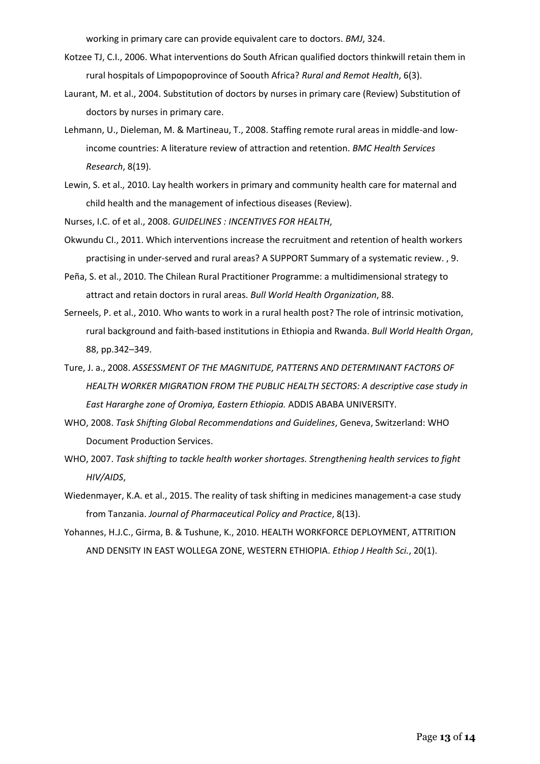working in primary care can provide equivalent care to doctors. *BMJ*, 324.

Kotzee TJ, C.I., 2006. What interventions do South African qualified doctors thinkwill retain them in rural hospitals of Limpopoprovince of Soouth Africa? *Rural and Remot Health*, 6(3).

Laurant, M. et al., 2004. Substitution of doctors by nurses in primary care (Review) Substitution of doctors by nurses in primary care.

Lehmann, U., Dieleman, M. & Martineau, T., 2008. Staffing remote rural areas in middle-and low-income countries: A literature review of attraction and retention. *BMC Health Services Research*, 8(19).

Lewin, S. et al., 2010. Lay health workers in primary and community health care for maternal and child health and the management of infectious diseases (Review).

Nurses, I.C. of et al., 2008. *GUIDELINES : INCENTIVES FOR HEALTH*,

Okwundu CI., 2011. Which interventions increase the recruitment and retention of health workers practising in under-served and rural areas? A SUPPORT Summary of a systematic review. , 9.

Peña, S. et al., 2010. The Chilean Rural Practitioner Programme: a multidimensional strategy to attract and retain doctors in rural areas. *Bull World Health Organization*, 88.

Serneels, P. et al., 2010. Who wants to work in a rural health post? The role of intrinsic motivation, rural background and faith-based institutions in Ethiopia and Rwanda. *Bull World Health Organ*, 88, pp.342–349.

Ture, J. a., 2008. *ASSESSMENT OF THE MAGNITUDE, PATTERNS AND DETERMINANT FACTORS OF HEALTH WORKER MIGRATION FROM THE PUBLIC HEALTH SECTORS: A descriptive case study in East Hararghe zone of Oromiya, Eastern Ethiopia.* ADDIS ABABA UNIVERSITY.

WHO, 2008. *Task Shifting Global Recommendations and Guidelines*, Geneva, Switzerland: WHO Document Production Services.

WHO, 2007. *Task shifting to tackle health worker shortages. Strengthening health services to fight HIV/AIDS*,

Wiedenmayer, K.A. et al., 2015. The reality of task shifting in medicines management-a case study from Tanzania. *Journal of Pharmaceutical Policy and Practice*, 8(13).

Yohannes, H.J.C., Girma, B. & Tushune, K., 2010. HEALTH WORKFORCE DEPLOYMENT, ATTRITION AND DENSITY IN EAST WOLLEGA ZONE, WESTERN ETHIOPIA. *Ethiop J Health Sci.*, 20(1).